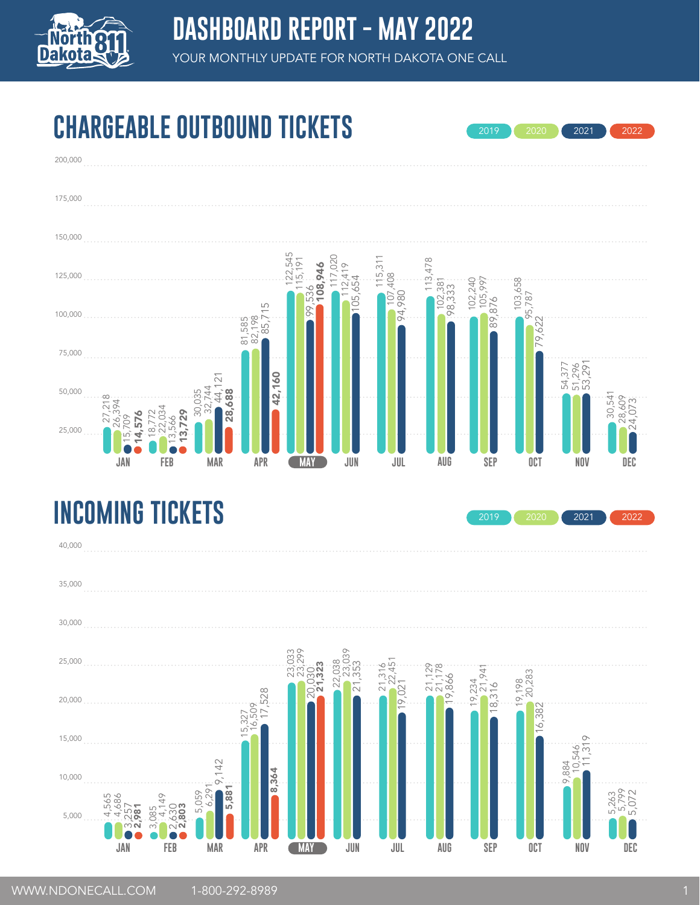# DASHBOARD REPORT - MAY 2022

YOUR MONTHLY UPDATE FOR NORTH DAKOTA ONE CALL

## CHARGEABLE OUTBOUND TICKETS

| Month | 2019 | 2020 | 2021 | 2022 |
|---|---|---|---|---|
| JAN | 27,218 | 26,394 | 15,709 | **14,576** |
| FEB | 18,772 | 22,034 | 13,566 | **13,729** |
| MAR | 30,035 | 32,744 | 44,121 | **28,688** |
| APR | 81,585 | 82,198 | 85,715 | **42,160** |
| MAY | 122,545 | 115,191 | 99,536 | **108,946** |
| JUN | 117,020 | 112,419 | 105,654 | |
| JUL | 115,311 | 107,408 | 94,980 | |
| AUG | 113,478 | 102,381 | 98,333 | |
| SEP | 102,240 | 105,997 | 89,876 | |
| OCT | 103,658 | 95,787 | 79,622 | |
| NOV | 54,377 | 51,296 | 53,291 | |
| DEC | 30,541 | 28,609 | 24,073 | |

## INCOMING TICKETS

| Month | 2019 | 2020 | 2021 | 2022 |
|---|---|---|---|---|
| JAN | 4,565 | 4,686 | 3,257 | **2,981** |
| FEB | 3,085 | 4,149 | 2,630 | **2,803** |
| MAR | 5,059 | 6,291 | 9,142 | **5,881** |
| APR | 15,327 | 16,509 | 17,528 | **8,364** |
| MAY | 23,033 | 23,299 | 20,030 | **21,323** |
| JUN | 22,038 | 23,039 | 21,353 | |
| JUL | 21,316 | 22,451 | 19,021 | |
| AUG | 21,129 | 21,178 | 19,866 | |
| SEP | 19,234 | 21,941 | 18,316 | |
| OCT | 19,198 | 20,283 | 16,382 | |
| NOV | 9,884 | 10,546 | 11,319 | |
| DEC | 5,263 | 5,799 | 5,072 | |

WWW.NDONECALL.COM 1-800-292-8989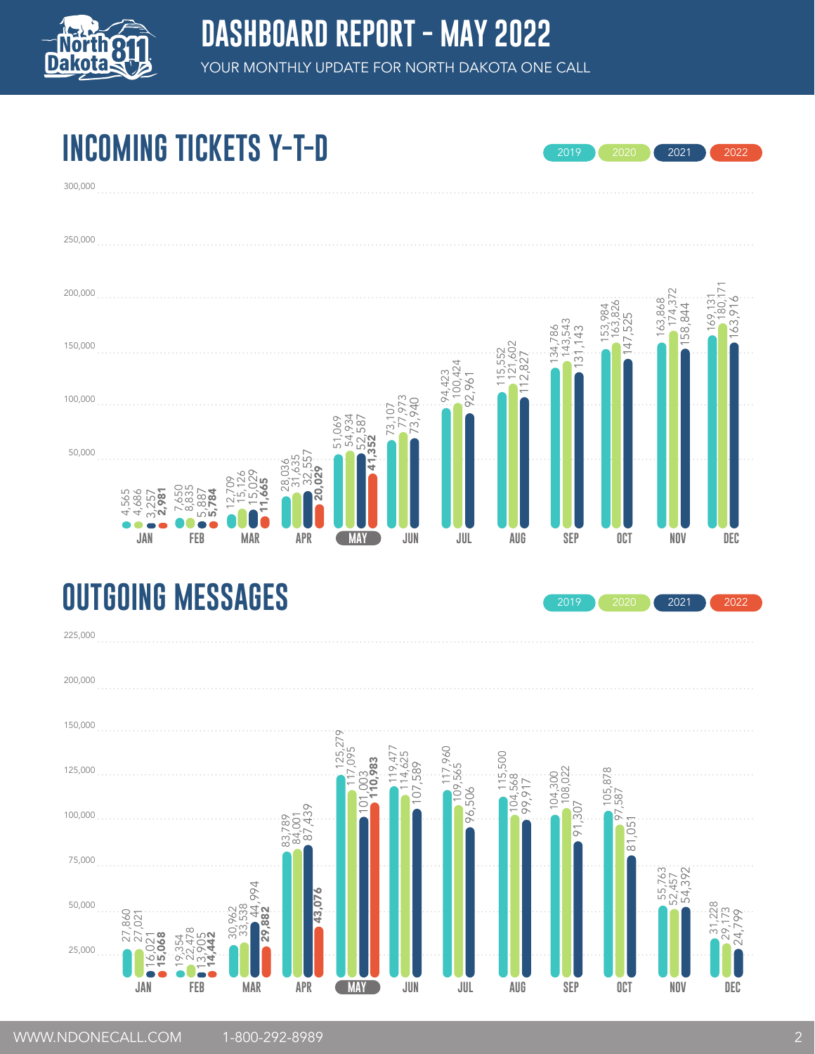# DASHBOARD REPORT - MAY 2022

YOUR MONTHLY UPDATE FOR NORTH DAKOTA ONE CALL

## INCOMING TICKETS Y-T-D

| Month | 2019 | 2020 | 2021 | 2022 |
|---|---|---|---|---|
| JAN | 4,565 | 4,686 | 3,257 | **2,981** |
| FEB | 7,650 | 8,835 | 5,887 | **5,784** |
| MAR | 12,709 | 15,126 | 15,029 | **11,665** |
| APR | 28,036 | 31,635 | 32,557 | **20,029** |
| MAY | 51,069 | 54,934 | 52,587 | **41,352** |
| JUN | 73,107 | 77,973 | 73,940 | |
| JUL | 94,423 | 100,424 | 92,961 | |
| AUG | 115,552 | 121,602 | 112,827 | |
| SEP | 134,786 | 143,543 | 131,143 | |
| OCT | 153,984 | 163,826 | 147,525 | |
| NOV | 163,868 | 174,372 | 158,844 | |
| DEC | 169,131 | 180,171 | 163,916 | |

## OUTGOING MESSAGES

| Month | 2019 | 2020 | 2021 | 2022 |
|---|---|---|---|---|
| JAN | 27,860 | 27,021 | 16,021 | **15,068** |
| FEB | 19,354 | 22,478 | 13,905 | **14,442** |
| MAR | 30,962 | 33,538 | 44,994 | **29,882** |
| APR | 83,789 | 84,001 | 87,439 | **43,076** |
| MAY | 125,279 | 117,095 | 101,003 | **110,983** |
| JUN | 119,477 | 114,625 | 107,589 | |
| JUL | 117,960 | 109,565 | 96,506 | |
| AUG | 115,500 | 104,568 | 99,917 | |
| SEP | 104,300 | 108,022 | 91,307 | |
| OCT | 105,878 | 97,587 | 81,051 | |
| NOV | 55,763 | 52,457 | 54,392 | |
| DEC | 31,228 | 29,173 | 24,799 | |

WWW.NDONECALL.COM 1-800-292-8989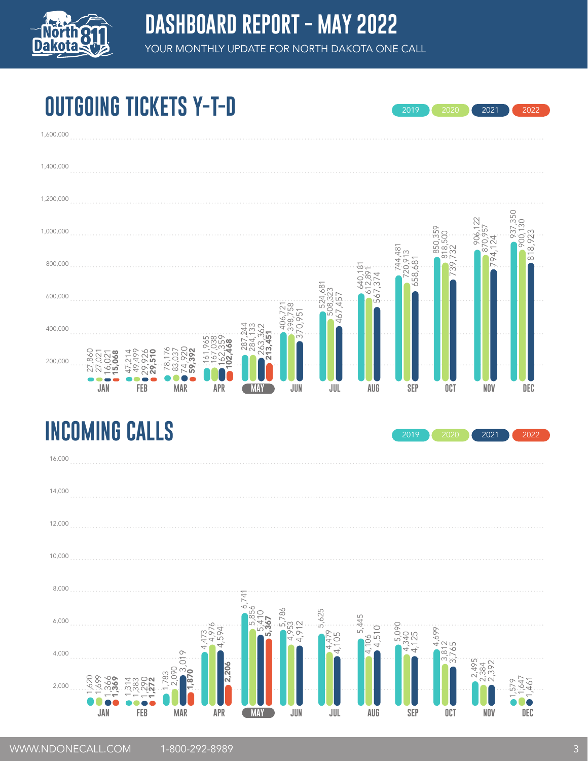# DASHBOARD REPORT - MAY 2022

YOUR MONTHLY UPDATE FOR NORTH DAKOTA ONE CALL

## OUTGOING TICKETS Y-T-D

| Month | 2019 | 2020 | 2021 | 2022 |
|---|---|---|---|---|
| JAN | 27,860 | 27,021 | 16,021 | **15,068** |
| FEB | 47,214 | 49,499 | 29,926 | **29,510** |
| MAR | 78,176 | 83,037 | 74,920 | **59,392** |
| APR | 161,965 | 167,038 | 162,359 | **102,468** |
| MAY | 287,244 | 284,133 | 263,362 | **213,451** |
| JUN | 406,721 | 398,758 | 370,951 | |
| JUL | 524,681 | 508,323 | 467,457 | |
| AUG | 640,181 | 612,891 | 567,374 | |
| SEP | 744,481 | 720,913 | 658,681 | |
| OCT | 850,359 | 818,500 | 739,732 | |
| NOV | 906,122 | 870,957 | 794,124 | |
| DEC | 937,350 | 900,130 | 818,923 | |

## INCOMING CALLS

| Month | 2019 | 2020 | 2021 | 2022 |
|---|---|---|---|---|
| JAN | 1,620 | 1,699 | 1,366 | **1,369** |
| FEB | 1,314 | 1,383 | 1,290 | **1,272** |
| MAR | 1,783 | 2,090 | 3,019 | **1,870** |
| APR | 4,473 | 4,976 | 4,594 | **2,206** |
| MAY | 6,741 | 5,856 | 5,410 | **5,367** |
| JUN | 5,786 | 4,953 | 4,912 | |
| JUL | 5,625 | 4,479 | 4,105 | |
| AUG | 5,445 | 4,106 | 4,510 | |
| SEP | 5,090 | 4,340 | 4,125 | |
| OCT | 4,699 | 3,812 | 3,765 | |
| NOV | 2,495 | 2,384 | 2,392 | |
| DEC | 1,579 | 1,647 | 1,461 | |

WWW.NDONECALL.COM 1-800-292-8989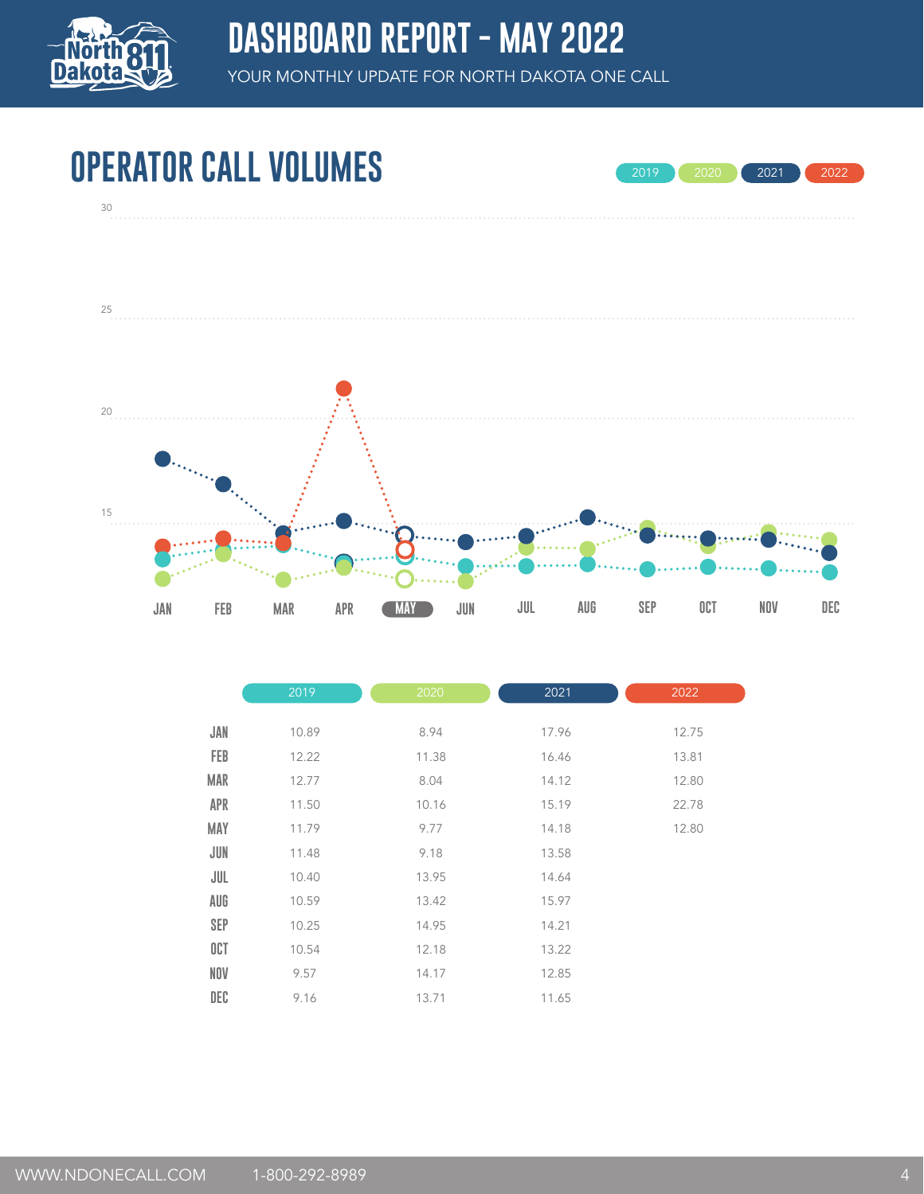# DASHBOARD REPORT - MAY 2022

YOUR MONTHLY UPDATE FOR NORTH DAKOTA ONE CALL

## OPERATOR CALL VOLUMES

| | 2019 | 2020 | 2021 | 2022 |
|---|---|---|---|---|
| JAN | 10.89 | 8.94 | 17.96 | 12.75 |
| FEB | 12.22 | 11.38 | 16.46 | 13.81 |
| MAR | 12.77 | 8.04 | 14.12 | 12.80 |
| APR | 11.50 | 10.16 | 15.19 | 22.78 |
| MAY | 11.79 | 9.77 | 14.18 | 12.80 |
| JUN | 11.48 | 9.18 | 13.58 | |
| JUL | 10.40 | 13.95 | 14.64 | |
| AUG | 10.59 | 13.42 | 15.97 | |
| SEP | 10.25 | 14.95 | 14.21 | |
| OCT | 10.54 | 12.18 | 13.22 | |
| NOV | 9.57 | 14.17 | 12.85 | |
| DEC | 9.16 | 13.71 | 11.65 | |

WWW.NDONECALL.COM 1-800-292-8989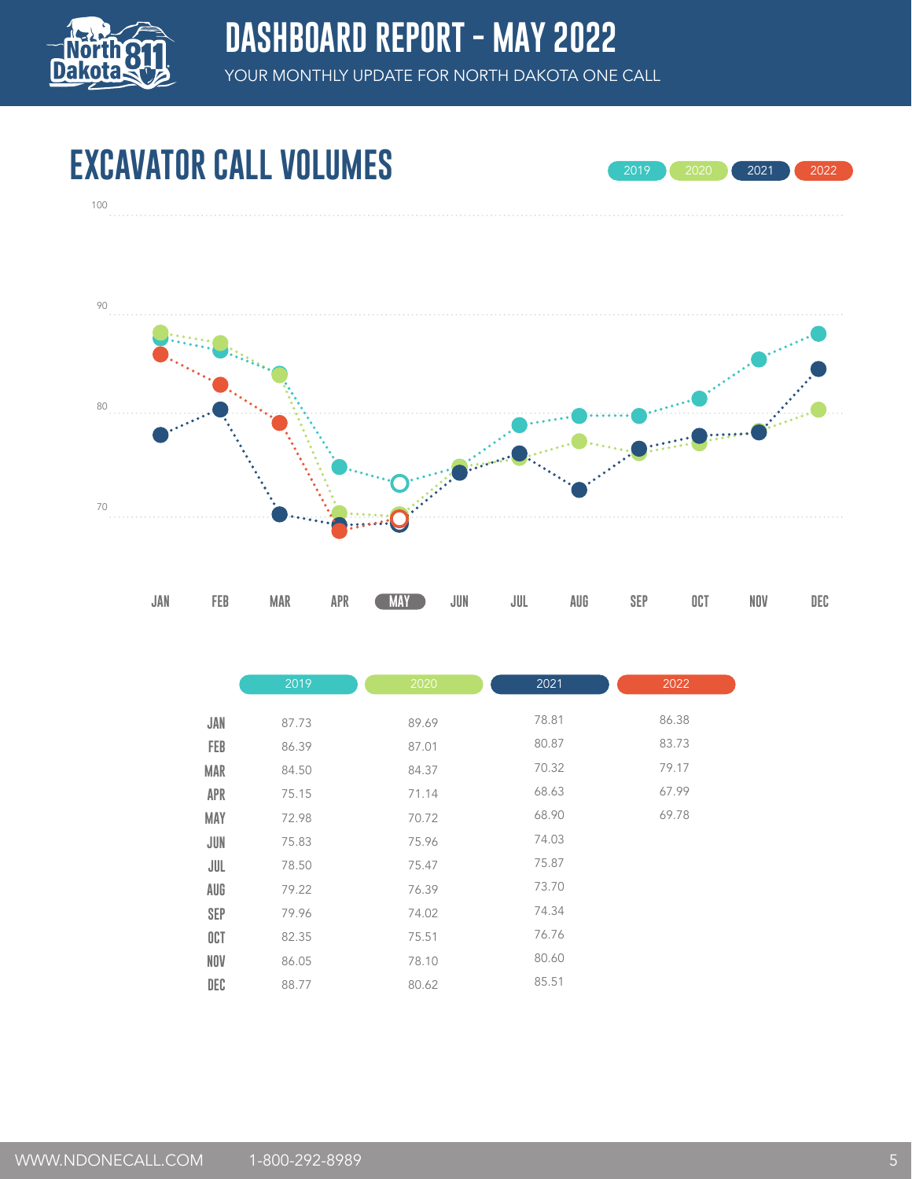# DASHBOARD REPORT - MAY 2022

YOUR MONTHLY UPDATE FOR NORTH DAKOTA ONE CALL

## EXCAVATOR CALL VOLUMES

| | 2019 | 2020 | 2021 | 2022 |
|---|---|---|---|---|
| JAN | 87.73 | 89.69 | 78.81 | 86.38 |
| FEB | 86.39 | 87.01 | 80.87 | 83.73 |
| MAR | 84.50 | 84.37 | 70.32 | 79.17 |
| APR | 75.15 | 71.14 | 68.63 | 67.99 |
| MAY | 72.98 | 70.72 | 68.90 | 69.78 |
| JUN | 75.83 | 75.96 | 74.03 | |
| JUL | 78.50 | 75.47 | 75.87 | |
| AUG | 79.22 | 76.39 | 73.70 | |
| SEP | 79.96 | 74.02 | 74.34 | |
| OCT | 82.35 | 75.51 | 76.76 | |
| NOV | 86.05 | 78.10 | 80.60 | |
| DEC | 88.77 | 80.62 | 85.51 | |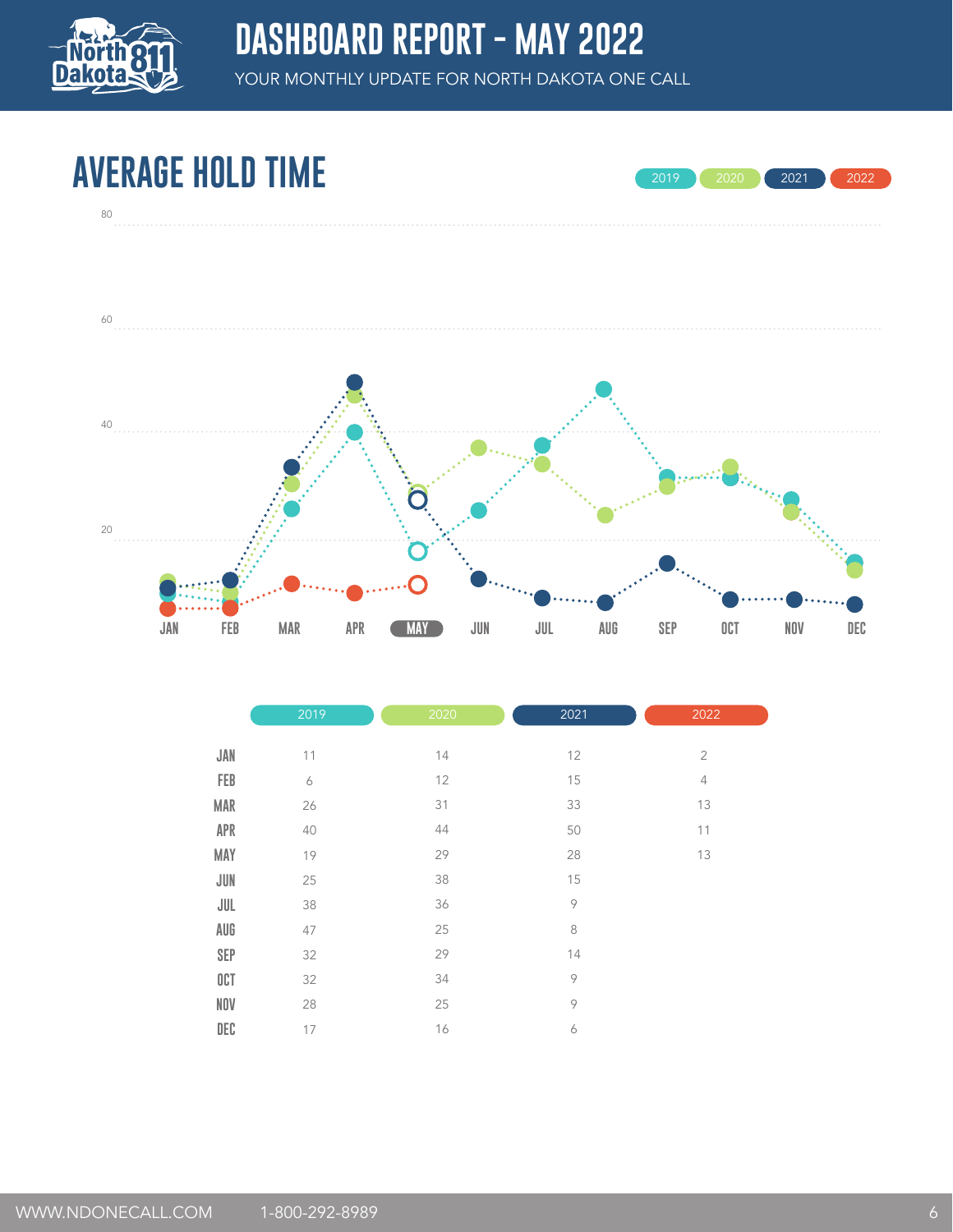# DASHBOARD REPORT - MAY 2022

YOUR MONTHLY UPDATE FOR NORTH DAKOTA ONE CALL

## AVERAGE HOLD TIME

| | 2019 | 2020 | 2021 | 2022 |
|---|---|---|---|---|
| JAN | 11 | 14 | 12 | 2 |
| FEB | 6 | 12 | 15 | 4 |
| MAR | 26 | 31 | 33 | 13 |
| APR | 40 | 44 | 50 | 11 |
| MAY | 19 | 29 | 28 | 13 |
| JUN | 25 | 38 | 15 | |
| JUL | 38 | 36 | 9 | |
| AUG | 47 | 25 | 8 | |
| SEP | 32 | 29 | 14 | |
| OCT | 32 | 34 | 9 | |
| NOV | 28 | 25 | 9 | |
| DEC | 17 | 16 | 6 | |

WWW.NDONECALL.COM 1-800-292-8989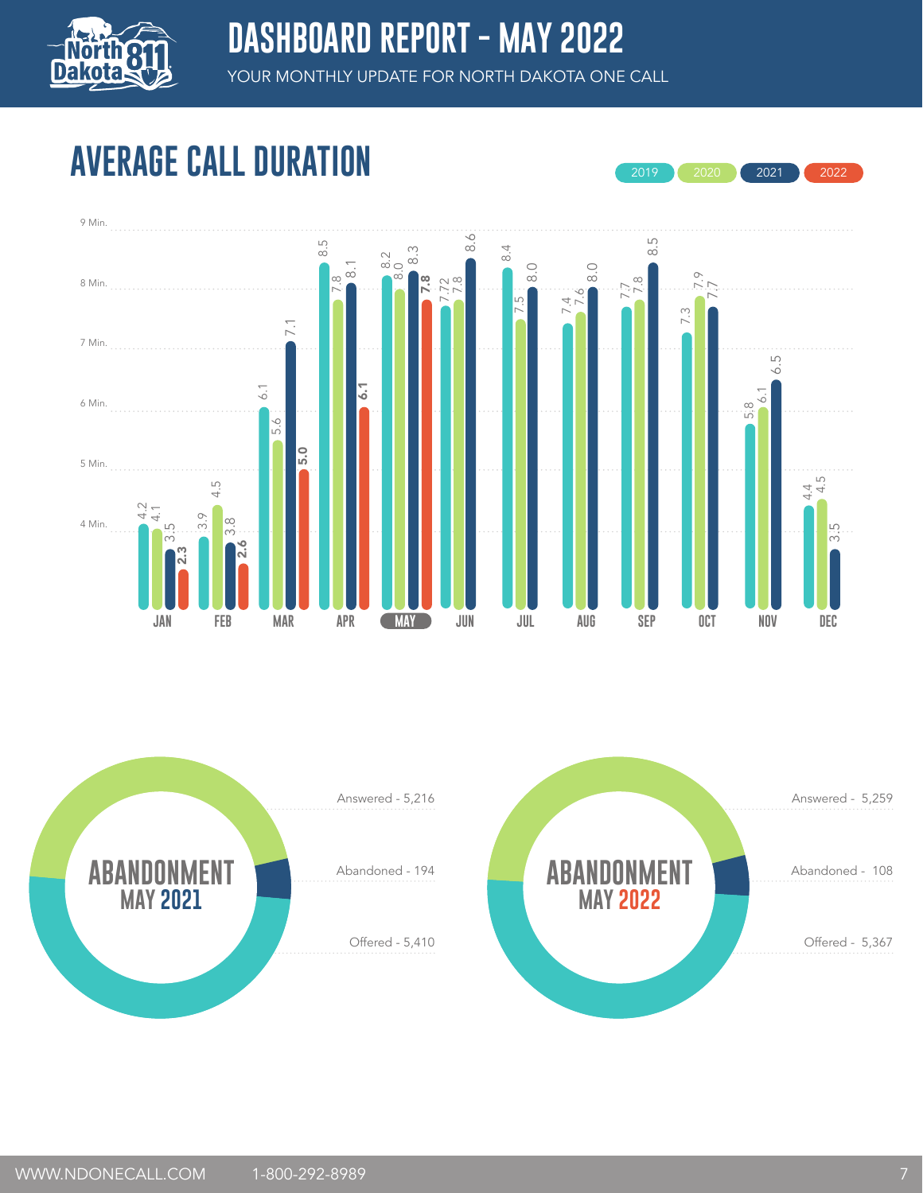# DASHBOARD REPORT - MAY 2022

YOUR MONTHLY UPDATE FOR NORTH DAKOTA ONE CALL

## AVERAGE CALL DURATION

| Month | 2019 | 2020 | 2021 | 2022 |
|---|---|---|---|---|
| JAN | 4.2 | 4.1 | 3.5 | 2.3 |
| FEB | 3.9 | 4.5 | 3.8 | 2.6 |
| MAR | 6.1 | 5.6 | 7.1 | 5.0 |
| APR | 8.5 | 7.8 | 8.1 | 6.1 |
| MAY | 8.2 | 8.0 | 8.3 | 7.8 |
| JUN | 7.72 | 7.8 | 8.6 | |
| JUL | 8.4 | 7.5 | 8.0 | |
| AUG | 7.4 | 7.6 | 8.0 | |
| SEP | 7.7 | 7.8 | 8.5 | |
| OCT | 7.3 | 7.9 | 7.7 | |
| NOV | 5.8 | 6.1 | 6.5 | |
| DEC | 4.4 | 4.5 | 3.5 | |

### ABANDONMENT MAY 2021

- Answered - 5,216
- Abandoned - 194
- Offered - 5,410

### ABANDONMENT MAY 2022

- Answered - 5,259
- Abandoned - 108
- Offered - 5,367

WWW.NDONECALL.COM 1-800-292-8989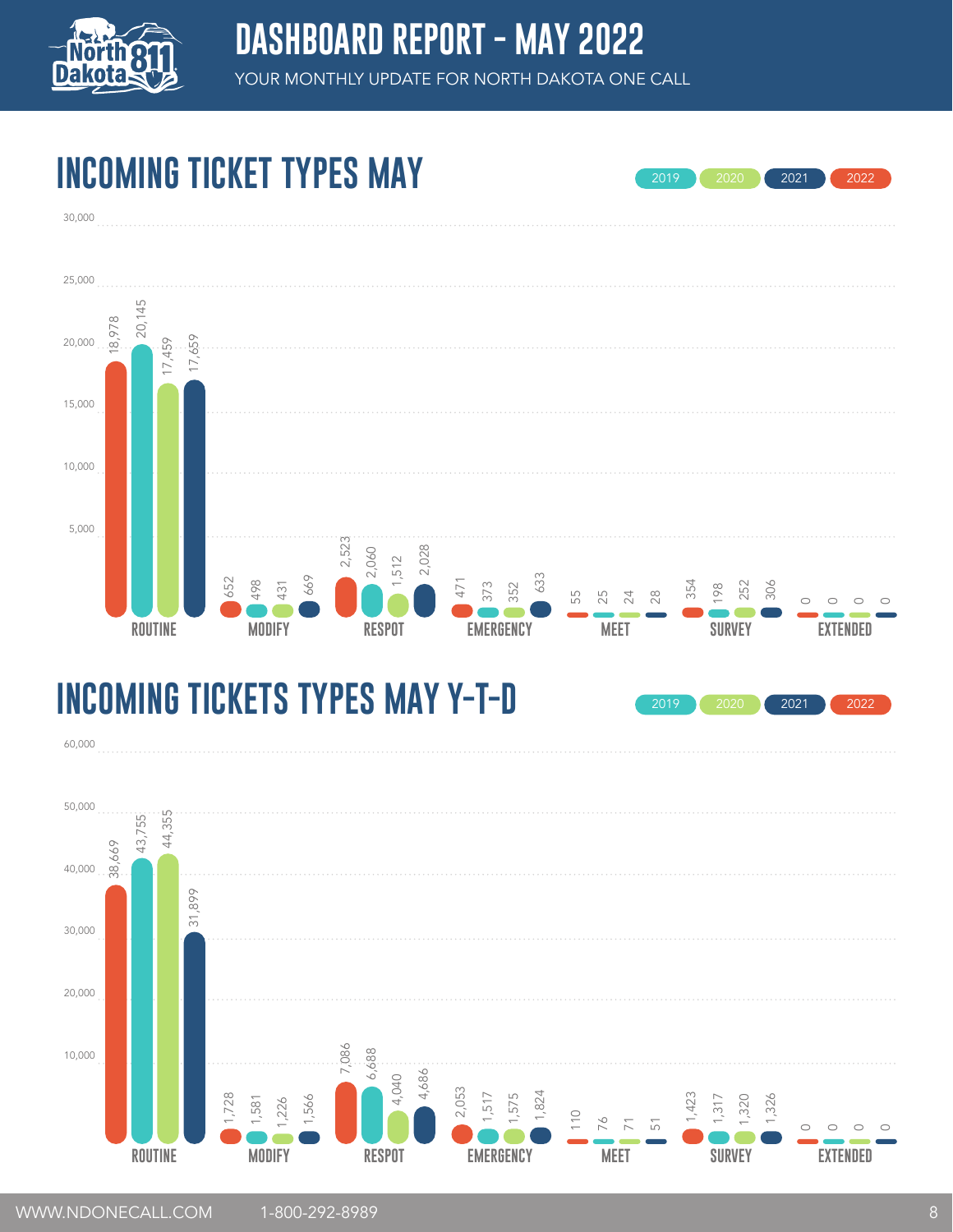# DASHBOARD REPORT - MAY 2022

YOUR MONTHLY UPDATE FOR NORTH DAKOTA ONE CALL

## INCOMING TICKET TYPES MAY

| Ticket Type | 2019 | 2020 | 2021 | 2022 |
|---|---|---|---|---|
| ROUTINE | 20,145 | 17,459 | 17,659 | 18,978 |
| MODIFY | 498 | 431 | 669 | 652 |
| RESPOT | 2,060 | 1,512 | 2,028 | 2,523 |
| EMERGENCY | 373 | 352 | 633 | 471 |
| MEET | 25 | 24 | 28 | 55 |
| SURVEY | 198 | 252 | 306 | 354 |
| EXTENDED | 0 | 0 | 0 | 0 |

## INCOMING TICKETS TYPES MAY Y-T-D

| Ticket Type | 2019 | 2020 | 2021 | 2022 |
|---|---|---|---|---|
| ROUTINE | 43,755 | 44,355 | 31,899 | 38,669 |
| MODIFY | 1,581 | 1,226 | 1,566 | 1,728 |
| RESPOT | 6,688 | 4,040 | 4,686 | 7,086 |
| EMERGENCY | 1,517 | 1,575 | 1,824 | 2,053 |
| MEET | 76 | 71 | 51 | 110 |
| SURVEY | 1,317 | 1,320 | 1,326 | 1,423 |
| EXTENDED | 0 | 0 | 0 | 0 |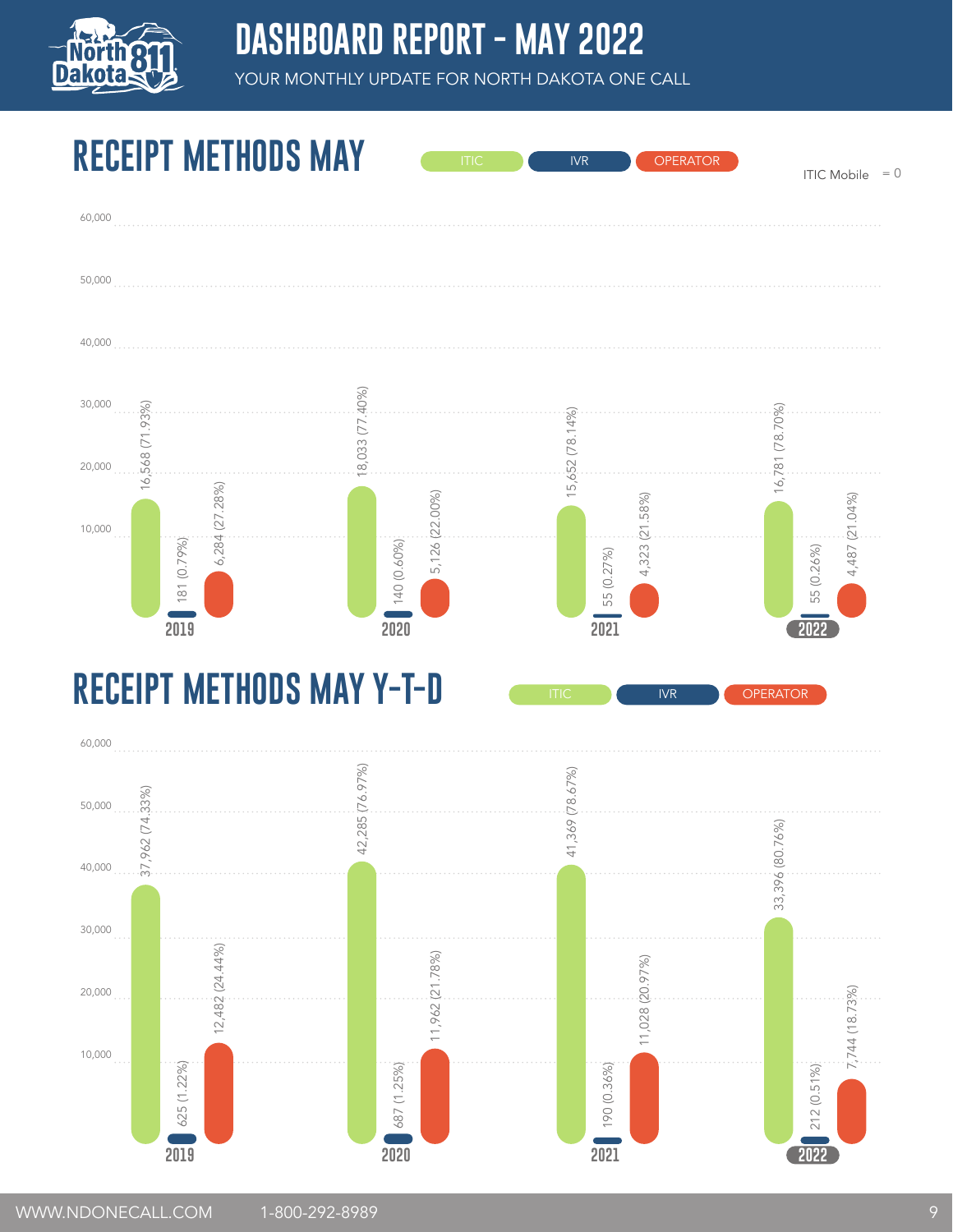# DASHBOARD REPORT - MAY 2022

YOUR MONTHLY UPDATE FOR NORTH DAKOTA ONE CALL

## RECEIPT METHODS MAY

ITIC Mobile = 0

| Year | ITIC | IVR | OPERATOR |
|---|---|---|---|
| 2019 | 16,568 (71.93%) | 181 (0.79%) | 6,284 (27.28%) |
| 2020 | 18,033 (77.40%) | 140 (0.60%) | 5,126 (22.00%) |
| 2021 | 15,652 (78.14%) | 55 (0.27%) | 4,323 (21.58%) |
| 2022 | 16,781 (78.70%) | 55 (0.26%) | 4,487 (21.04%) |

## RECEIPT METHODS MAY Y-T-D

| Year | ITIC | IVR | OPERATOR |
|---|---|---|---|
| 2019 | 37,962 (74.33%) | 625 (1.22%) | 12,482 (24.44%) |
| 2020 | 42,285 (76.97%) | 687 (1.25%) | 11,962 (21.78%) |
| 2021 | 41,369 (78.67%) | 190 (0.36%) | 11,028 (20.97%) |
| 2022 | 33,396 (80.76%) | 212 (0.51%) | 7,744 (18.73%) |

WWW.NDONECALL.COM 1-800-292-8989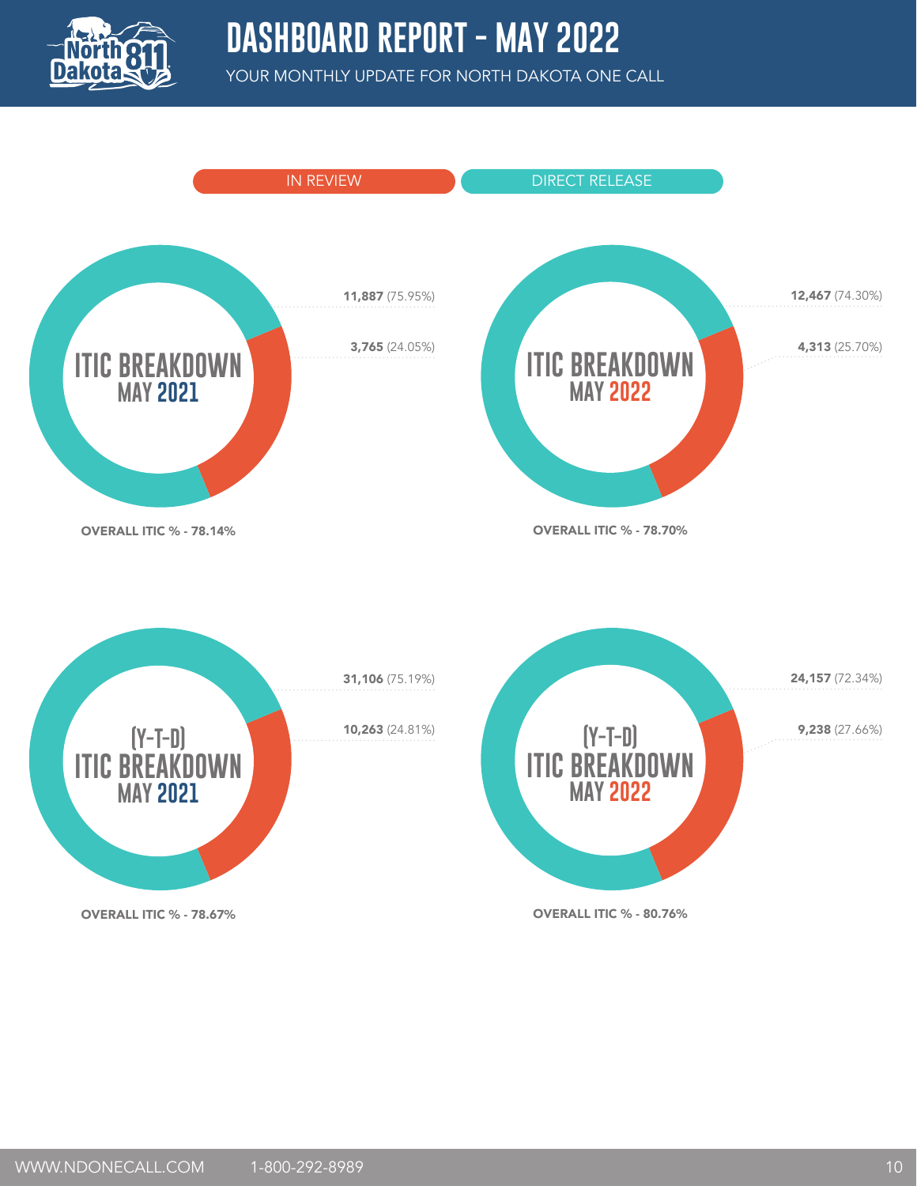# DASHBOARD REPORT - MAY 2022

YOUR MONTHLY UPDATE FOR NORTH DAKOTA ONE CALL

IN REVIEW | DIRECT RELEASE

## ITIC BREAKDOWN MAY 2021

**11,887** (75.95%)

**3,765** (24.05%)

**OVERALL ITIC % - 78.14%**

## ITIC BREAKDOWN MAY 2022

**12,467** (74.30%)

**4,313** (25.70%)

**OVERALL ITIC % - 78.70%**

## (Y-T-D) ITIC BREAKDOWN MAY 2021

**31,106** (75.19%)

**10,263** (24.81%)

**OVERALL ITIC % - 78.67%**

## (Y-T-D) ITIC BREAKDOWN MAY 2022

**24,157** (72.34%)

**9,238** (27.66%)

**OVERALL ITIC % - 80.76%**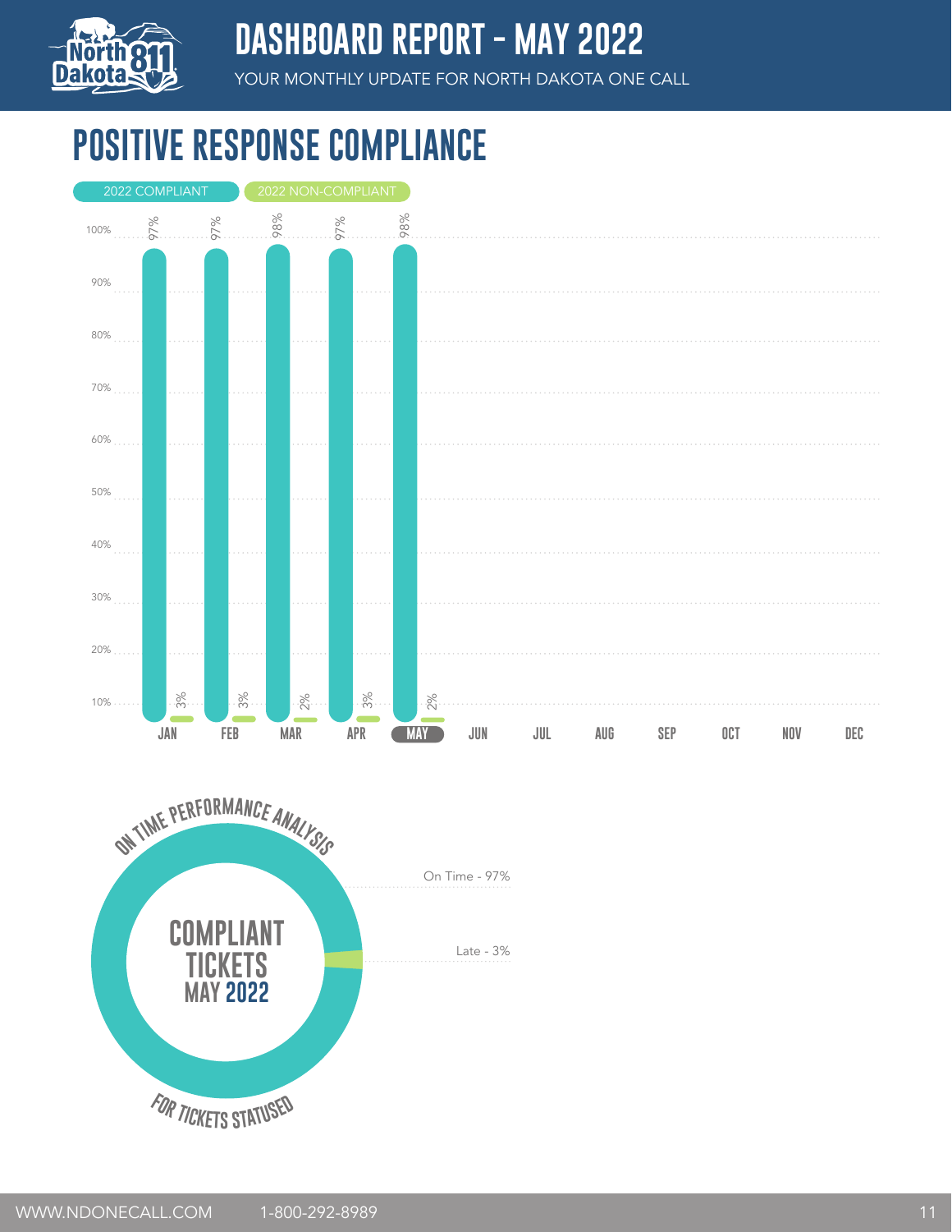# DASHBOARD REPORT - MAY 2022

YOUR MONTHLY UPDATE FOR NORTH DAKOTA ONE CALL

## POSITIVE RESPONSE COMPLIANCE

| Month | 2022 COMPLIANT | 2022 NON-COMPLIANT |
|---|---|---|
| JAN | 97% | 3% |
| FEB | 97% | 3% |
| MAR | 98% | 2% |
| APR | 97% | 3% |
| MAY | 98% | 2% |
| JUN | | |
| JUL | | |
| AUG | | |
| SEP | | |
| OCT | | |
| NOV | | |
| DEC | | |

## ON TIME PERFORMANCE ANALYSIS

**COMPLIANT TICKETS MAY 2022**

- On Time - 97%
- Late - 3%

FOR TICKETS STATUSED

WWW.NDONECALL.COM 1-800-292-8989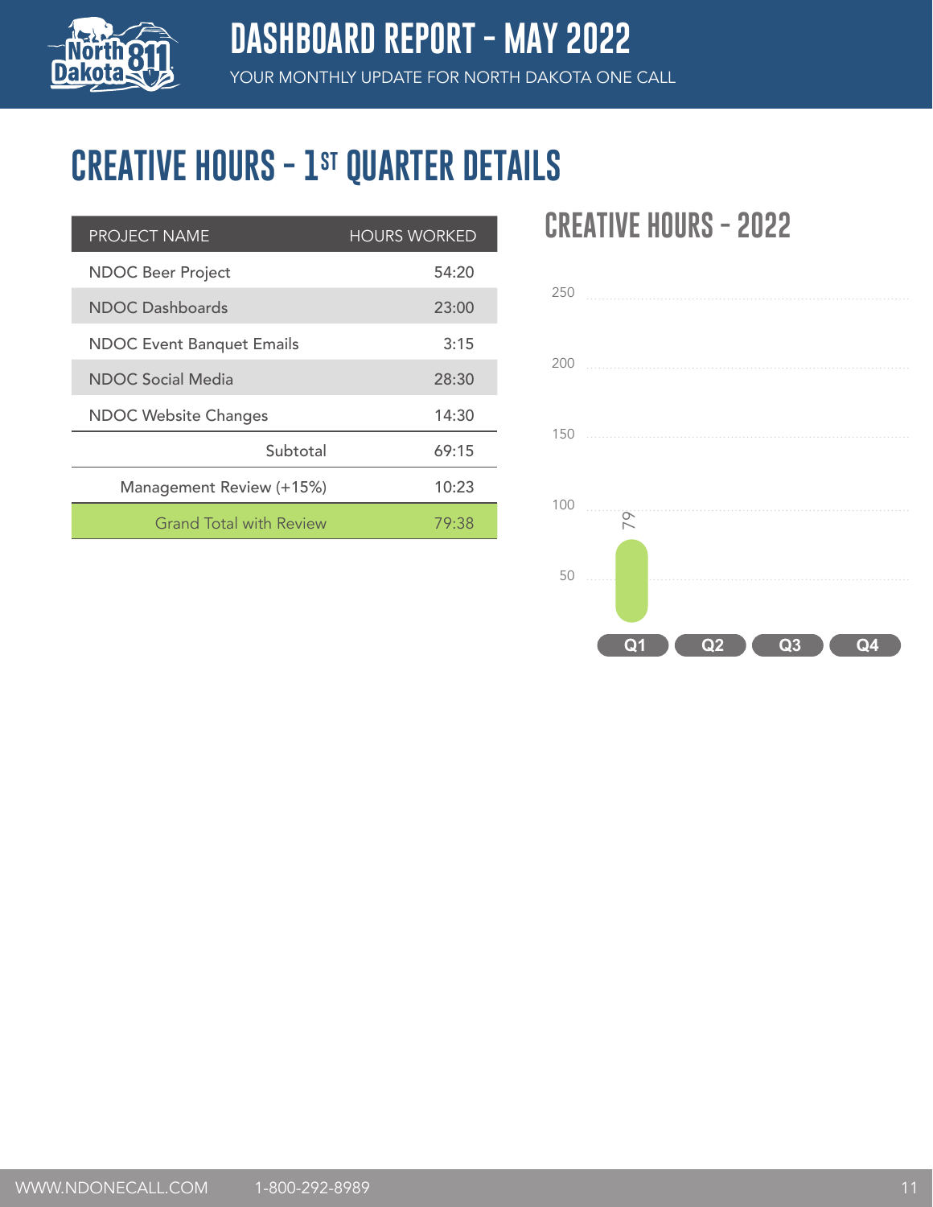# DASHBOARD REPORT - MAY 2022

YOUR MONTHLY UPDATE FOR NORTH DAKOTA ONE CALL

## CREATIVE HOURS - 1ST QUARTER DETAILS

| PROJECT NAME | HOURS WORKED |
|---|---|
| NDOC Beer Project | 54:20 |
| NDOC Dashboards | 23:00 |
| NDOC Event Banquet Emails | 3:15 |
| NDOC Social Media | 28:30 |
| NDOC Website Changes | 14:30 |
| Subtotal | 69:15 |
| Management Review (+15%) | 10:23 |
| Grand Total with Review | 79:38 |

## CREATIVE HOURS - 2022

250
200
150
100
50
79
Q1
Q2
Q3
Q4

WWW.NDONECALL.COM 1-800-292-8989